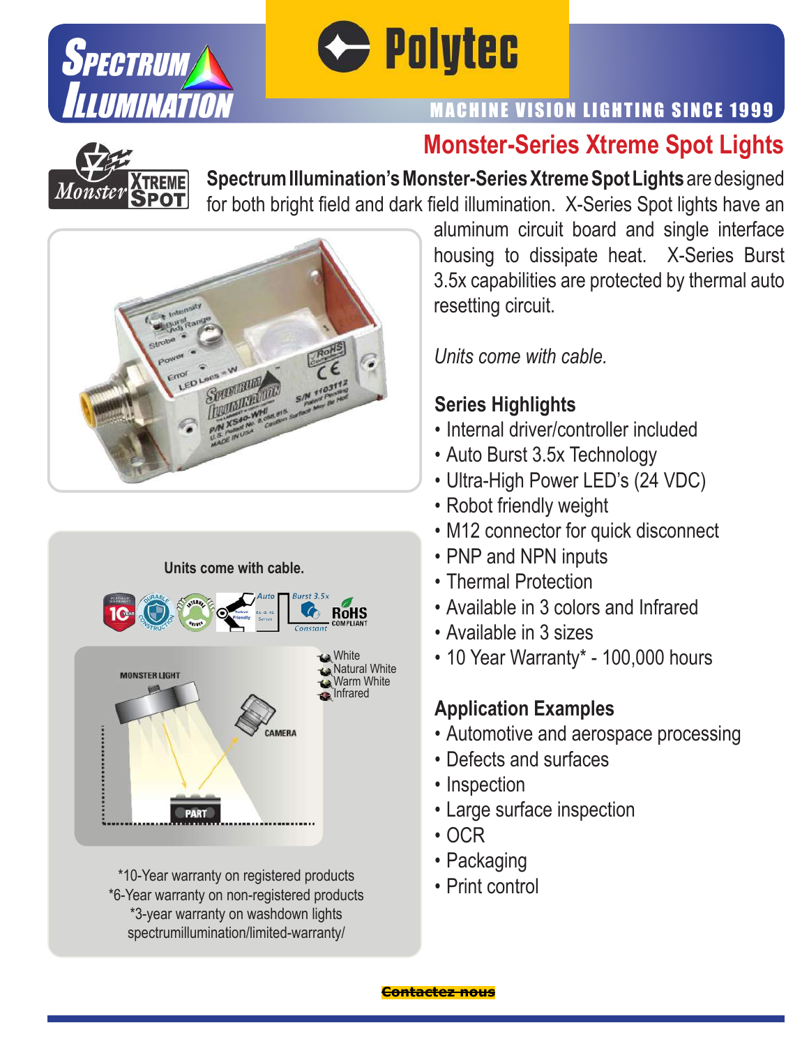# Monster-Series Xtreme Spot Lights

**Spectrum Illumination's Monster-Series Xtreme Spot Lights** are designed for both bright field and dark field illumination. X-Series Spot lights have an aluminum circuit board and single interface housing to dissipate heat. X-Series Burst 3.5x capabilities are protected by thermal auto resetting circuit.

*Units come with cable.*

## Series Highlights

- Internal driver/controller included
- Auto Burst 3.5x Technology
- Ultra-High Power LED's (24 VDC)
- Robot friendly weight
- M12 connector for quick disconnect
- PNP and NPN inputs
- Thermal Protection
- Available in 3 colors and Infrared
- Available in 3 sizes
- 10 Year Warranty* - 100,000 hours

## Application Examples

- Automotive and aerospace processing
- Defects and surfaces
- Inspection
- Large surface inspection
- OCR
- Packaging
- Print control

**Units come with cable.**

- White
- Natural White
- Warm White
- Infrared

*10-Year warranty on registered products
*6-Year warranty on non-registered products
*3-year warranty on washdown lights
spectrumillumination/limited-warranty/

Contactez-nous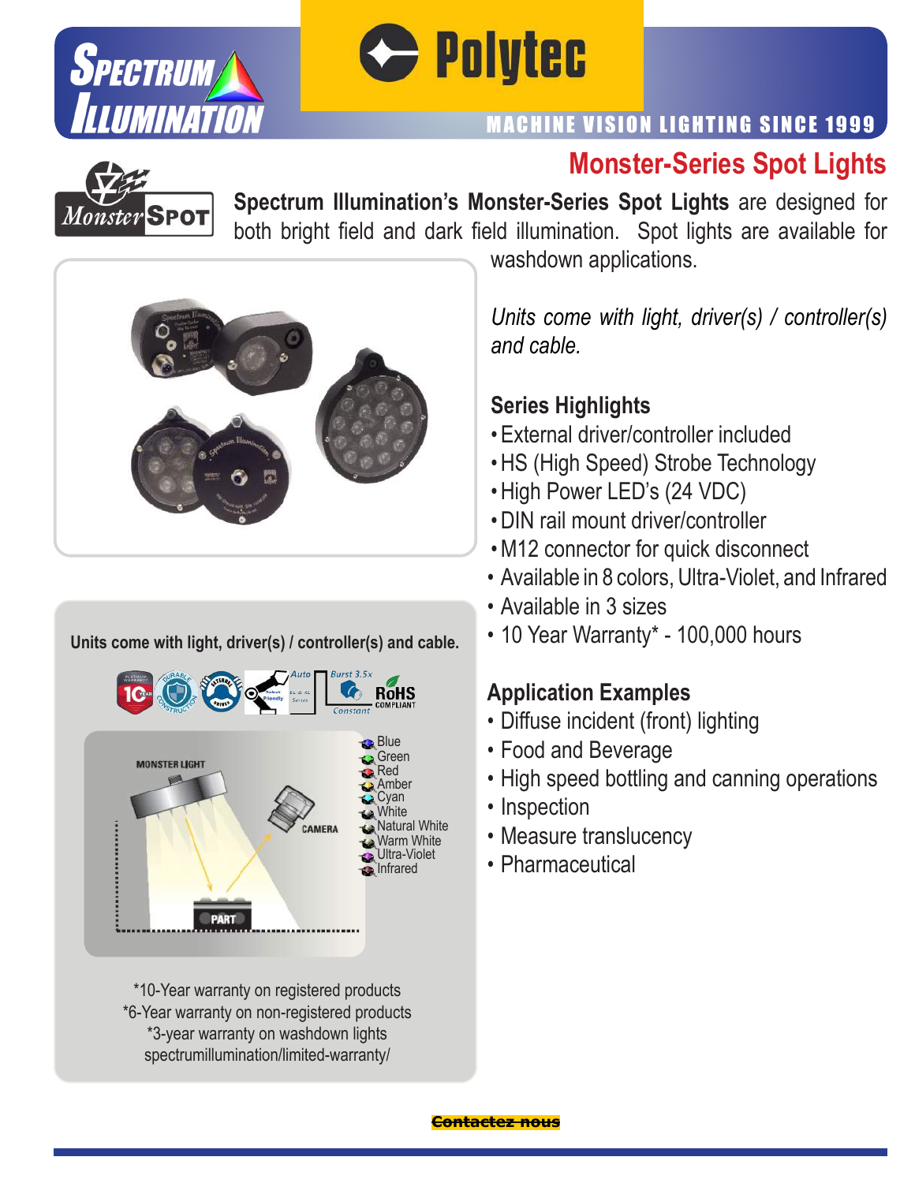# Monster-Series Spot Lights

**Spectrum Illumination's Monster-Series Spot Lights** are designed for both bright field and dark field illumination. Spot lights are available for washdown applications.

*Units come with light, driver(s) / controller(s) and cable.*

## Series Highlights

- External driver/controller included
- HS (High Speed) Strobe Technology
- High Power LED's (24 VDC)
- DIN rail mount driver/controller
- M12 connector for quick disconnect
- Available in 8 colors, Ultra-Violet, and Infrared
- Available in 3 sizes
- 10 Year Warranty* - 100,000 hours

## Application Examples

- Diffuse incident (front) lighting
- Food and Beverage
- High speed bottling and canning operations
- Inspection
- Measure translucency
- Pharmaceutical

**Units come with light, driver(s) / controller(s) and cable.**

- Blue
- Green
- Red
- Amber
- Cyan
- White
- Natural White
- Warm White
- Ultra-Violet
- Infrared

*10-Year warranty on registered products
*6-Year warranty on non-registered products
*3-year warranty on washdown lights
spectrumillumination/limited-warranty/

~~Contactez nous~~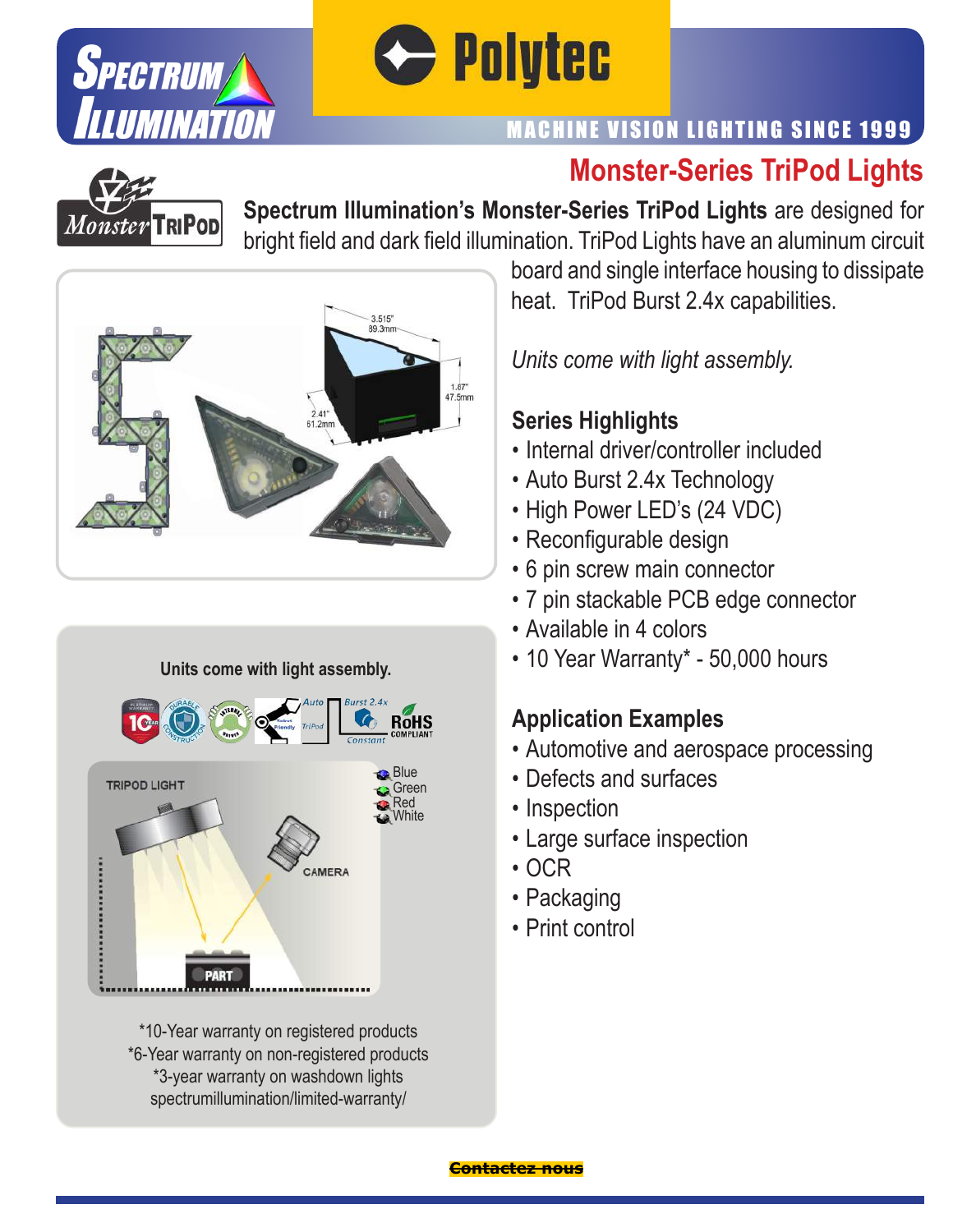# Monster-Series TriPod Lights

**Spectrum Illumination's Monster-Series TriPod Lights** are designed for bright field and dark field illumination. TriPod Lights have an aluminum circuit board and single interface housing to dissipate heat. TriPod Burst 2.4x capabilities.

*Units come with light assembly.*

## Series Highlights

- Internal driver/controller included
- Auto Burst 2.4x Technology
- High Power LED's (24 VDC)
- Reconfigurable design
- 6 pin screw main connector
- 7 pin stackable PCB edge connector
- Available in 4 colors
- 10 Year Warranty* - 50,000 hours

## Application Examples

- Automotive and aerospace processing
- Defects and surfaces
- Inspection
- Large surface inspection
- OCR
- Packaging
- Print control

**Units come with light assembly.**

*10-Year warranty on registered products
*6-Year warranty on non-registered products
*3-year warranty on washdown lights
spectrumillumination/limited-warranty/

~~**Contactez nous**~~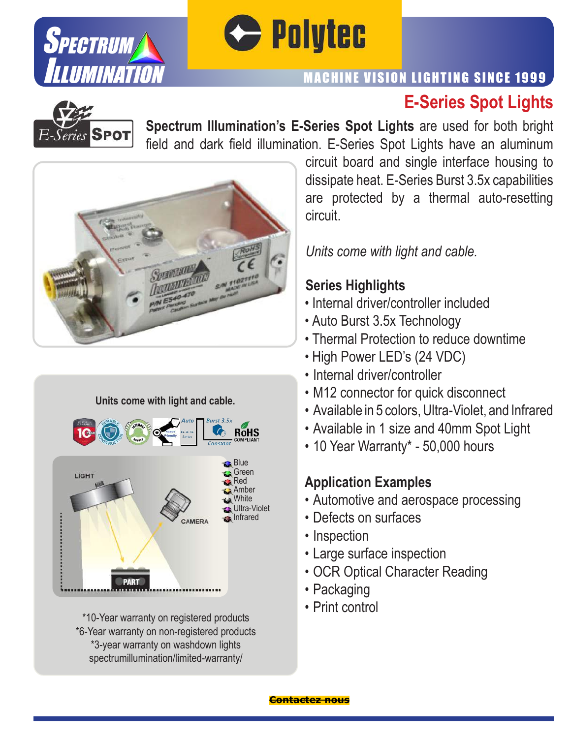# E-Series Spot Lights

**Spectrum Illumination's E-Series Spot Lights** are used for both bright field and dark field illumination. E-Series Spot Lights have an aluminum circuit board and single interface housing to dissipate heat. E-Series Burst 3.5x capabilities are protected by a thermal auto-resetting circuit.

*Units come with light and cable.*

## Series Highlights

- Internal driver/controller included
- Auto Burst 3.5x Technology
- Thermal Protection to reduce downtime
- High Power LED's (24 VDC)
- Internal driver/controller
- M12 connector for quick disconnect
- Available in 5 colors, Ultra-Violet, and Infrared
- Available in 1 size and 40mm Spot Light
- 10 Year Warranty* - 50,000 hours

## Application Examples

- Automotive and aerospace processing
- Defects on surfaces
- Inspection
- Large surface inspection
- OCR Optical Character Reading
- Packaging
- Print control

**Units come with light and cable.**

LIGHT
CAMERA
PART

Blue
Green
Red
Amber
White
Ultra-Violet
Infrared

*10-Year warranty on registered products
*6-Year warranty on non-registered products
*3-year warranty on washdown lights
spectrumillumination/limited-warranty/

~~Contactez nous~~